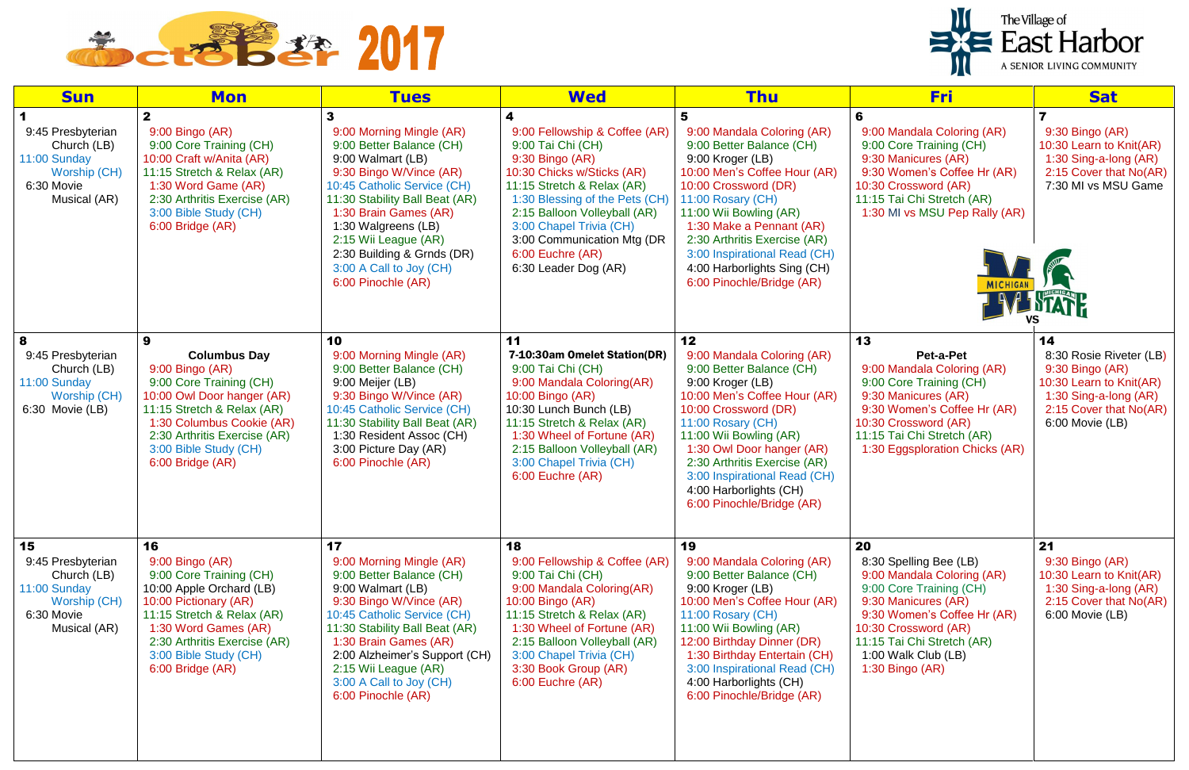# October 2017

**The Village of East Harbor**
A SENIOR LIVING COMMUNITY

| Sun | Mon | Tues | Wed | Thu | Fri | Sat |
|---|---|---|---|---|---|---|
| **1**<br>9:45 Presbyterian Church (LB)<br>11:00 Sunday Worship (CH)<br>6:30 Movie Musical (AR) | **2**<br>9:00 Bingo (AR)<br>9:00 Core Training (CH)<br>10:00 Craft w/Anita (AR)<br>11:15 Stretch & Relax (AR)<br>1:30 Word Game (AR)<br>2:30 Arthritis Exercise (AR)<br>3:00 Bible Study (CH)<br>6:00 Bridge (AR) | **3**<br>9:00 Morning Mingle (AR)<br>9:00 Better Balance (CH)<br>9:00 Walmart (LB)<br>9:30 Bingo W/Vince (AR)<br>10:45 Catholic Service (CH)<br>11:30 Stability Ball Beat (AR)<br>1:30 Brain Games (AR)<br>1:30 Walgreens (LB)<br>2:15 Wii League (AR)<br>2:30 Building & Grnds (DR)<br>3:00 A Call to Joy (CH)<br>6:00 Pinochle (AR) | **4**<br>9:00 Fellowship & Coffee (AR)<br>9:00 Tai Chi (CH)<br>9:30 Bingo (AR)<br>10:30 Chicks w/Sticks (AR)<br>11:15 Stretch & Relax (AR)<br>1:30 Blessing of the Pets (CH)<br>2:15 Balloon Volleyball (AR)<br>3:00 Chapel Trivia (CH)<br>3:00 Communication Mtg (DR<br>6:00 Euchre (AR)<br>6:30 Leader Dog (AR) | **5**<br>9:00 Mandala Coloring (AR)<br>9:00 Better Balance (CH)<br>9:00 Kroger (LB)<br>10:00 Men's Coffee Hour (AR)<br>10:00 Crossword (DR)<br>11:00 Rosary (CH)<br>11:00 Wii Bowling (AR)<br>1:30 Make a Pennant (AR)<br>2:30 Arthritis Exercise (AR)<br>3:00 Inspirational Read (CH)<br>4:00 Harborlights Sing (CH)<br>6:00 Pinochle/Bridge (AR) | **6**<br>9:00 Mandala Coloring (AR)<br>9:00 Core Training (CH)<br>9:30 Manicures (AR)<br>9:30 Women's Coffee Hr (AR)<br>10:30 Crossword (AR)<br>11:15 Tai Chi Stretch (AR)<br>1:30 MI vs MSU Pep Rally (AR)<br>MICHIGAN VS MICHIGAN STATE | **7**<br>9:30 Bingo (AR)<br>10:30 Learn to Knit(AR)<br>1:30 Sing-a-long (AR)<br>2:15 Cover that No(AR)<br>7:30 MI vs MSU Game |
| **8**<br>9:45 Presbyterian Church (LB)<br>11:00 Sunday Worship (CH)<br>6:30 Movie (LB) | **9**<br>**Columbus Day**<br>9:00 Bingo (AR)<br>9:00 Core Training (CH)<br>10:00 Owl Door hanger (AR)<br>11:15 Stretch & Relax (AR)<br>1:30 Columbus Cookie (AR)<br>2:30 Arthritis Exercise (AR)<br>3:00 Bible Study (CH)<br>6:00 Bridge (AR) | **10**<br>9:00 Morning Mingle (AR)<br>9:00 Better Balance (CH)<br>9:00 Meijer (LB)<br>9:30 Bingo W/Vince (AR)<br>10:45 Catholic Service (CH)<br>11:30 Stability Ball Beat (AR)<br>1:30 Resident Assoc (CH)<br>3:00 Picture Day (AR)<br>6:00 Pinochle (AR) | **11**<br>**7-10:30am Omelet Station(DR)**<br>9:00 Tai Chi (CH)<br>9:00 Mandala Coloring(AR)<br>10:00 Bingo (AR)<br>10:30 Lunch Bunch (LB)<br>11:15 Stretch & Relax (AR)<br>1:30 Wheel of Fortune (AR)<br>2:15 Balloon Volleyball (AR)<br>3:00 Chapel Trivia (CH)<br>6:00 Euchre (AR) | **12**<br>9:00 Mandala Coloring (AR)<br>9:00 Better Balance (CH)<br>9:00 Kroger (LB)<br>10:00 Men's Coffee Hour (AR)<br>10:00 Crossword (DR)<br>11:00 Rosary (CH)<br>11:00 Wii Bowling (AR)<br>1:30 Owl Door hanger (AR)<br>2:30 Arthritis Exercise (AR)<br>3:00 Inspirational Read (CH)<br>4:00 Harborlights (CH)<br>6:00 Pinochle/Bridge (AR) | **13**<br>**Pet-a-Pet**<br>9:00 Mandala Coloring (AR)<br>9:00 Core Training (CH)<br>9:30 Manicures (AR)<br>9:30 Women's Coffee Hr (AR)<br>10:30 Crossword (AR)<br>11:15 Tai Chi Stretch (AR)<br>1:30 Eggsploration Chicks (AR) | **14**<br>8:30 Rosie Riveter (LB)<br>9:30 Bingo (AR)<br>10:30 Learn to Knit(AR)<br>1:30 Sing-a-long (AR)<br>2:15 Cover that No(AR)<br>6:00 Movie (LB) |
| **15**<br>9:45 Presbyterian Church (LB)<br>11:00 Sunday Worship (CH)<br>6:30 Movie Musical (AR) | **16**<br>9:00 Bingo (AR)<br>9:00 Core Training (CH)<br>10:00 Apple Orchard (LB)<br>10:00 Pictionary (AR)<br>11:15 Stretch & Relax (AR)<br>1:30 Word Games (AR)<br>2:30 Arthritis Exercise (AR)<br>3:00 Bible Study (CH)<br>6:00 Bridge (AR) | **17**<br>9:00 Morning Mingle (AR)<br>9:00 Better Balance (CH)<br>9:00 Walmart (LB)<br>9:30 Bingo W/Vince (AR)<br>10:45 Catholic Service (CH)<br>11:30 Stability Ball Beat (AR)<br>1:30 Brain Games (AR)<br>2:00 Alzheimer's Support (CH)<br>2:15 Wii League (AR)<br>3:00 A Call to Joy (CH)<br>6:00 Pinochle (AR) | **18**<br>9:00 Fellowship & Coffee (AR)<br>9:00 Tai Chi (CH)<br>9:00 Mandala Coloring(AR)<br>10:00 Bingo (AR)<br>11:15 Stretch & Relax (AR)<br>1:30 Wheel of Fortune (AR)<br>2:15 Balloon Volleyball (AR)<br>3:00 Chapel Trivia (CH)<br>3:30 Book Group (AR)<br>6:00 Euchre (AR) | **19**<br>9:00 Mandala Coloring (AR)<br>9:00 Better Balance (CH)<br>9:00 Kroger (LB)<br>10:00 Men's Coffee Hour (AR)<br>11:00 Rosary (CH)<br>11:00 Wii Bowling (AR)<br>12:00 Birthday Dinner (DR)<br>1:30 Birthday Entertain (CH)<br>3:00 Inspirational Read (CH)<br>4:00 Harborlights (CH)<br>6:00 Pinochle/Bridge (AR) | **20**<br>8:30 Spelling Bee (LB)<br>9:00 Mandala Coloring (AR)<br>9:00 Core Training (CH)<br>9:30 Manicures (AR)<br>9:30 Women's Coffee Hr (AR)<br>10:30 Crossword (AR)<br>11:15 Tai Chi Stretch (AR)<br>1:00 Walk Club (LB)<br>1:30 Bingo (AR) | **21**<br>9:30 Bingo (AR)<br>10:30 Learn to Knit(AR)<br>1:30 Sing-a-long (AR)<br>2:15 Cover that No(AR)<br>6:00 Movie (LB) |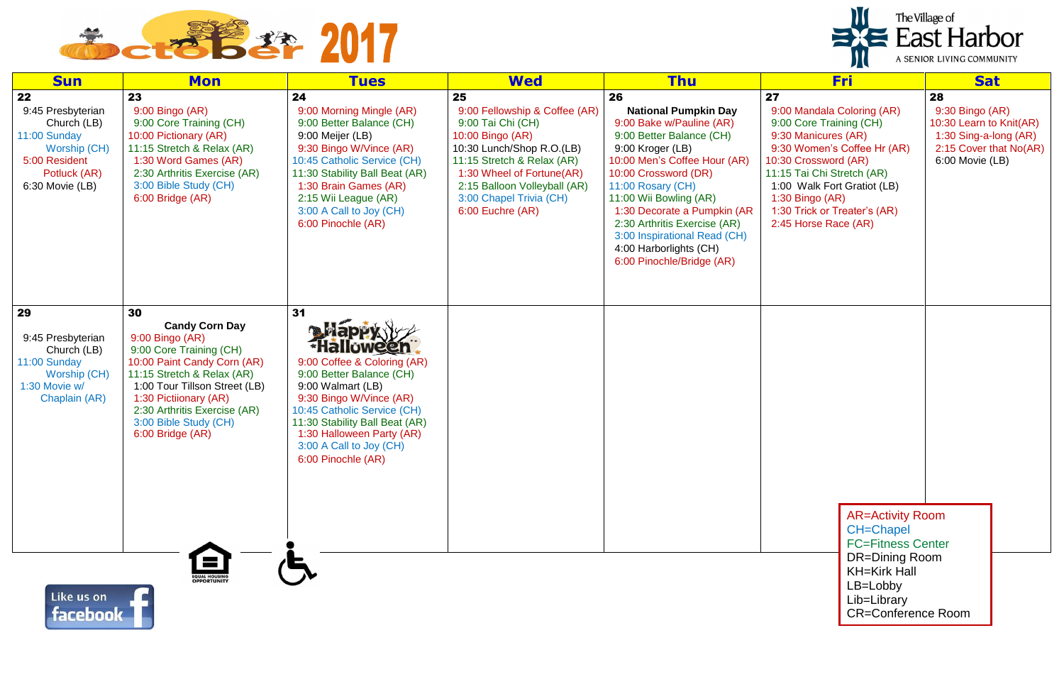# October 2017

The Village of East Harbor
A SENIOR LIVING COMMUNITY

| Sun | Mon | Tues | Wed | Thu | Fri | Sat |
|---|---|---|---|---|---|---|
| **22**<br>9:45 Presbyterian Church (LB)<br>11:00 Sunday Worship (CH)<br>5:00 Resident Potluck (AR)<br>6:30 Movie (LB) | **23**<br>9:00 Bingo (AR)<br>9:00 Core Training (CH)<br>10:00 Pictionary (AR)<br>11:15 Stretch & Relax (AR)<br>1:30 Word Games (AR)<br>2:30 Arthritis Exercise (AR)<br>3:00 Bible Study (CH)<br>6:00 Bridge (AR) | **24**<br>9:00 Morning Mingle (AR)<br>9:00 Better Balance (CH)<br>9:00 Meijer (LB)<br>9:30 Bingo W/Vince (AR)<br>10:45 Catholic Service (CH)<br>11:30 Stability Ball Beat (AR)<br>1:30 Brain Games (AR)<br>2:15 Wii League (AR)<br>3:00 A Call to Joy (CH)<br>6:00 Pinochle (AR) | **25**<br>9:00 Fellowship & Coffee (AR)<br>9:00 Tai Chi (CH)<br>10:00 Bingo (AR)<br>10:30 Lunch/Shop R.O.(LB)<br>11:15 Stretch & Relax (AR)<br>1:30 Wheel of Fortune(AR)<br>2:15 Balloon Volleyball (AR)<br>3:00 Chapel Trivia (CH)<br>6:00 Euchre (AR) | **26**<br>**National Pumpkin Day**<br>9:00 Bake w/Pauline (AR)<br>9:00 Better Balance (CH)<br>9:00 Kroger (LB)<br>10:00 Men's Coffee Hour (AR)<br>10:00 Crossword (DR)<br>11:00 Rosary (CH)<br>11:00 Wii Bowling (AR)<br>1:30 Decorate a Pumpkin (AR<br>2:30 Arthritis Exercise (AR)<br>3:00 Inspirational Read (CH)<br>4:00 Harborlights (CH)<br>6:00 Pinochle/Bridge (AR) | **27**<br>9:00 Mandala Coloring (AR)<br>9:00 Core Training (CH)<br>9:30 Manicures (AR)<br>9:30 Women's Coffee Hr (AR)<br>10:30 Crossword (AR)<br>11:15 Tai Chi Stretch (AR)<br>1:00 Walk Fort Gratiot (LB)<br>1:30 Bingo (AR)<br>1:30 Trick or Treater's (AR)<br>2:45 Horse Race (AR) | **28**<br>9:30 Bingo (AR)<br>10:30 Learn to Knit(AR)<br>1:30 Sing-a-long (AR)<br>2:15 Cover that No(AR)<br>6:00 Movie (LB) |
| **29**<br>9:45 Presbyterian Church (LB)<br>11:00 Sunday Worship (CH)<br>1:30 Movie w/ Chaplain (AR) | **30**<br>**Candy Corn Day**<br>9:00 Bingo (AR)<br>9:00 Core Training (CH)<br>10:00 Paint Candy Corn (AR)<br>11:15 Stretch & Relax (AR)<br>1:00 Tour Tillson Street (LB)<br>1:30 Pictiionary (AR)<br>2:30 Arthritis Exercise (AR)<br>3:00 Bible Study (CH)<br>6:00 Bridge (AR) | **31**<br>Happy Halloween<br>9:00 Coffee & Coloring (AR)<br>9:00 Better Balance (CH)<br>9:00 Walmart (LB)<br>9:30 Bingo W/Vince (AR)<br>10:45 Catholic Service (CH)<br>11:30 Stability Ball Beat (AR)<br>1:30 Halloween Party (AR)<br>3:00 A Call to Joy (CH)<br>6:00 Pinochle (AR) | | | | |

AR=Activity Room
CH=Chapel
FC=Fitness Center
DR=Dining Room
KH=Kirk Hall
LB=Lobby
Lib=Library
CR=Conference Room

Like us on facebook

EQUAL HOUSING OPPORTUNITY